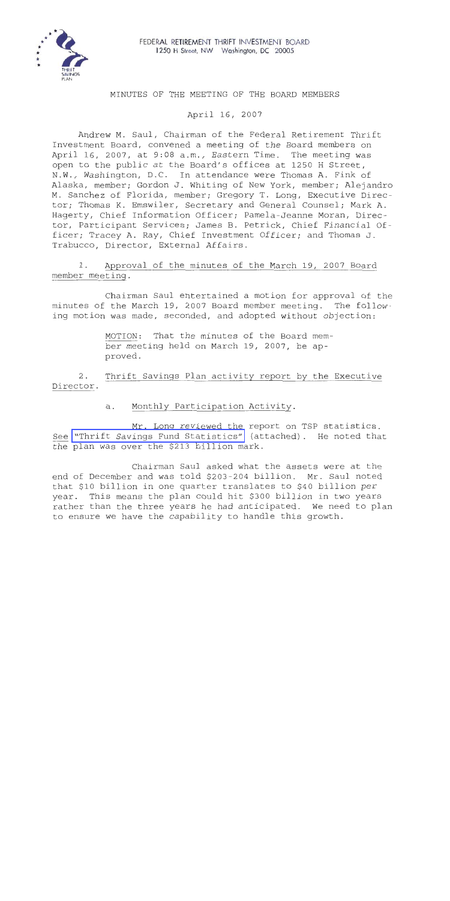FEDERAL RETIREMENT THRIFT INVESTMENT BOARD
1250 H Street, NW Washington, DC 20005

# MINUTES OF THE MEETING OF THE BOARD MEMBERS

April 16, 2007

Andrew M. Saul, Chairman of the Federal Retirement Thrift Investment Board, convened a meeting of the Board members on April 16, 2007, at 9:08 a.m., Eastern Time. The meeting was open to the public at the Board's offices at 1250 H Street, N.W., Washington, D.C. In attendance were Thomas A. Fink of Alaska, member; Gordon J. Whiting of New York, member; Alejandro M. Sanchez of Florida, member; Gregory T. Long, Executive Director; Thomas K. Emswiler, Secretary and General Counsel; Mark A. Hagerty, Chief Information Officer; Pamela-Jeanne Moran, Director, Participant Services; James B. Petrick, Chief Financial Officer; Tracey A. Ray, Chief Investment Officer; and Thomas J. Trabucco, Director, External Affairs.

1. Approval of the minutes of the March 19, 2007 Board member meeting.

Chairman Saul entertained a motion for approval of the minutes of the March 19, 2007 Board member meeting. The following motion was made, seconded, and adopted without objection:

> MOTION: That the minutes of the Board member meeting held on March 19, 2007, be approved.

2. Thrift Savings Plan activity report by the Executive Director.

a. Monthly Participation Activity.

Mr. Long reviewed the report on TSP statistics. See "Thrift Savings Fund Statistics" (attached). He noted that the plan was over the $213 billion mark.

Chairman Saul asked what the assets were at the end of December and was told $203-204 billion. Mr. Saul noted that $10 billion in one quarter translates to $40 billion per year. This means the plan could hit $300 billion in two years rather than the three years he had anticipated. We need to plan to ensure we have the capability to handle this growth.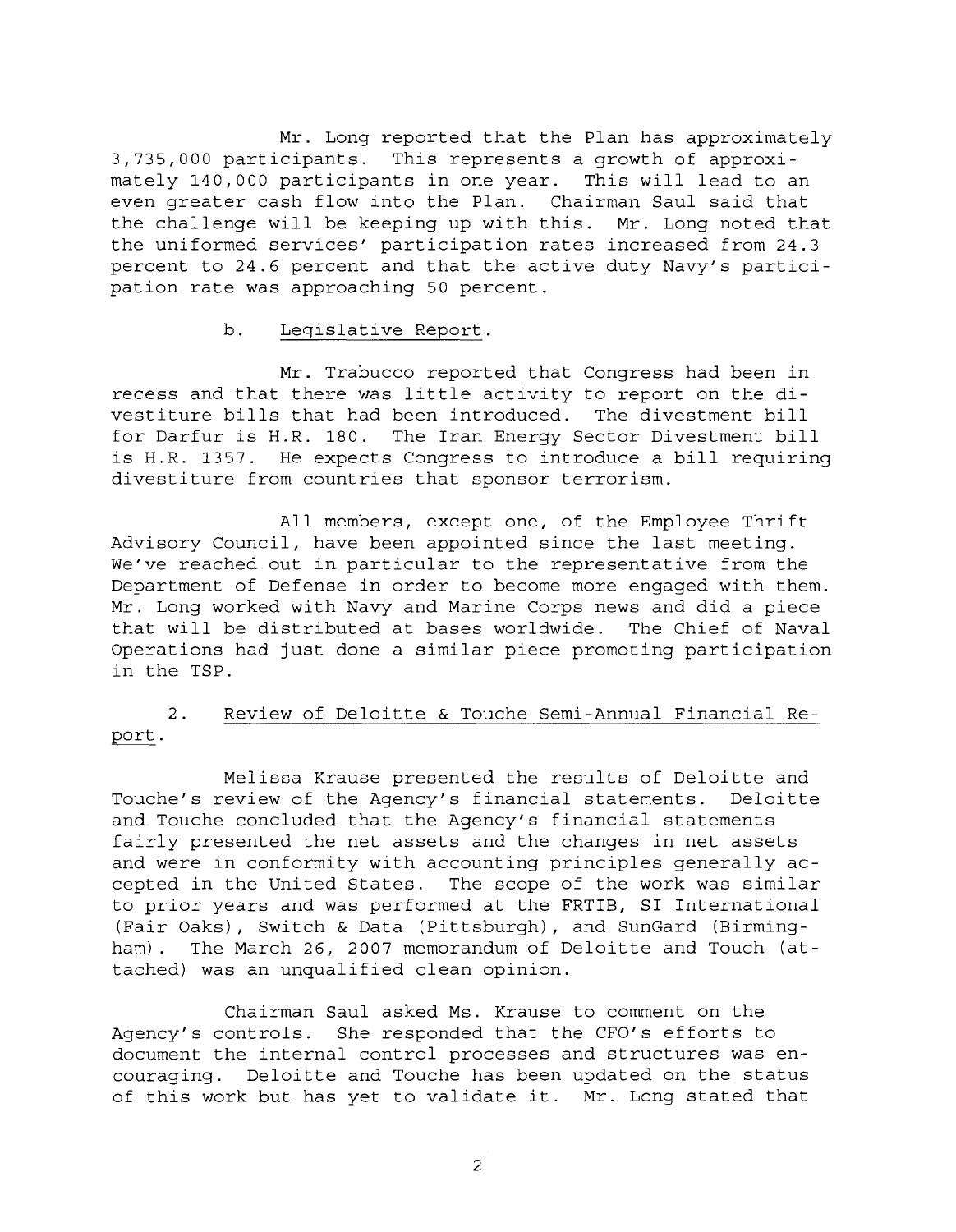Mr. Long reported that the Plan has approximately 3,735,000 participants. This represents a growth of approximately 140,000 participants in one year. This will lead to an even greater cash flow into the Plan. Chairman Saul said that the challenge will be keeping up with this. Mr. Long noted that the uniformed services' participation rates increased from 24.3 percent to 24.6 percent and that the active duty Navy's participation rate was approaching 50 percent.

b. Legislative Report.

Mr. Trabucco reported that Congress had been in recess and that there was little activity to report on the divestiture bills that had been introduced. The divestment bill for Darfur is H.R. 180. The Iran Energy Sector Divestment bill is H.R. 1357. He expects Congress to introduce a bill requiring divestiture from countries that sponsor terrorism.

All members, except one, of the Employee Thrift Advisory Council, have been appointed since the last meeting. We've reached out in particular to the representative from the Department of Defense in order to become more engaged with them. Mr. Long worked with Navy and Marine Corps news and did a piece that will be distributed at bases worldwide. The Chief of Naval Operations had just done a similar piece promoting participation in the TSP.

2. Review of Deloitte & Touche Semi-Annual Financial Report.

Melissa Krause presented the results of Deloitte and Touche's review of the Agency's financial statements. Deloitte and Touche concluded that the Agency's financial statements fairly presented the net assets and the changes in net assets and were in conformity with accounting principles generally accepted in the United States. The scope of the work was similar to prior years and was performed at the FRTIB, SI International (Fair Oaks), Switch & Data (Pittsburgh), and SunGard (Birmingham). The March 26, 2007 memorandum of Deloitte and Touch (attached) was an unqualified clean opinion.

Chairman Saul asked Ms. Krause to comment on the Agency's controls. She responded that the CFO's efforts to document the internal control processes and structures was encouraging. Deloitte and Touche has been updated on the status of this work but has yet to validate it. Mr. Long stated that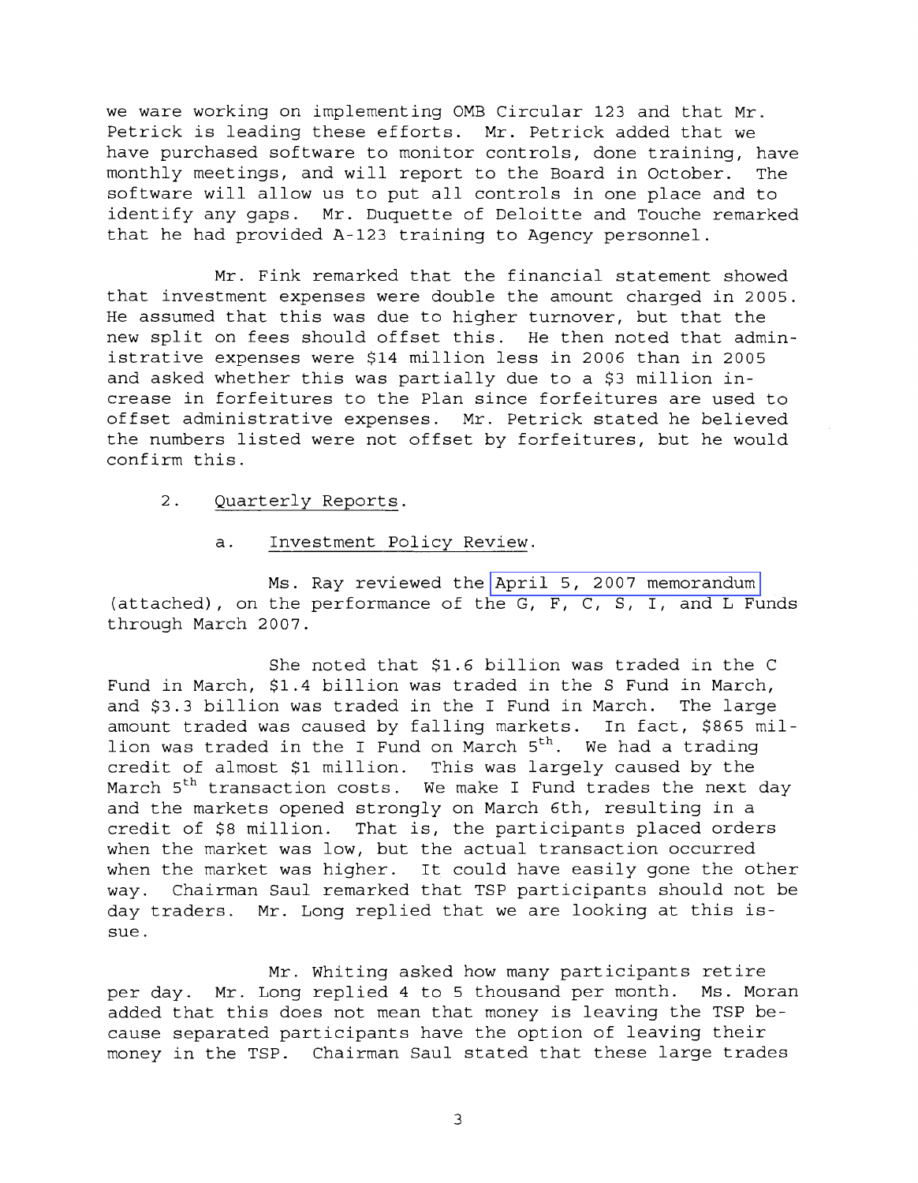we ware working on implementing OMB Circular 123 and that Mr. Petrick is leading these efforts. Mr. Petrick added that we have purchased software to monitor controls, done training, have monthly meetings, and will report to the Board in October. The software will allow us to put all controls in one place and to identify any gaps. Mr. Duquette of Deloitte and Touche remarked that he had provided A-123 training to Agency personnel.

Mr. Fink remarked that the financial statement showed that investment expenses were double the amount charged in 2005. He assumed that this was due to higher turnover, but that the new split on fees should offset this. He then noted that administrative expenses were $14 million less in 2006 than in 2005 and asked whether this was partially due to a $3 million increase in forfeitures to the Plan since forfeitures are used to offset administrative expenses. Mr. Petrick stated he believed the numbers listed were not offset by forfeitures, but he would confirm this.

2. Quarterly Reports.

a. Investment Policy Review.

Ms. Ray reviewed the April 5, 2007 memorandum (attached), on the performance of the G, F, C, S, I, and L Funds through March 2007.

She noted that $1.6 billion was traded in the C Fund in March, $1.4 billion was traded in the S Fund in March, and $3.3 billion was traded in the I Fund in March. The large amount traded was caused by falling markets. In fact, $865 million was traded in the I Fund on March 5th. We had a trading credit of almost $1 million. This was largely caused by the March 5th transaction costs. We make I Fund trades the next day and the markets opened strongly on March 6th, resulting in a credit of $8 million. That is, the participants placed orders when the market was low, but the actual transaction occurred when the market was higher. It could have easily gone the other way. Chairman Saul remarked that TSP participants should not be day traders. Mr. Long replied that we are looking at this issue.

Mr. Whiting asked how many participants retire per day. Mr. Long replied 4 to 5 thousand per month. Ms. Moran added that this does not mean that money is leaving the TSP because separated participants have the option of leaving their money in the TSP. Chairman Saul stated that these large trades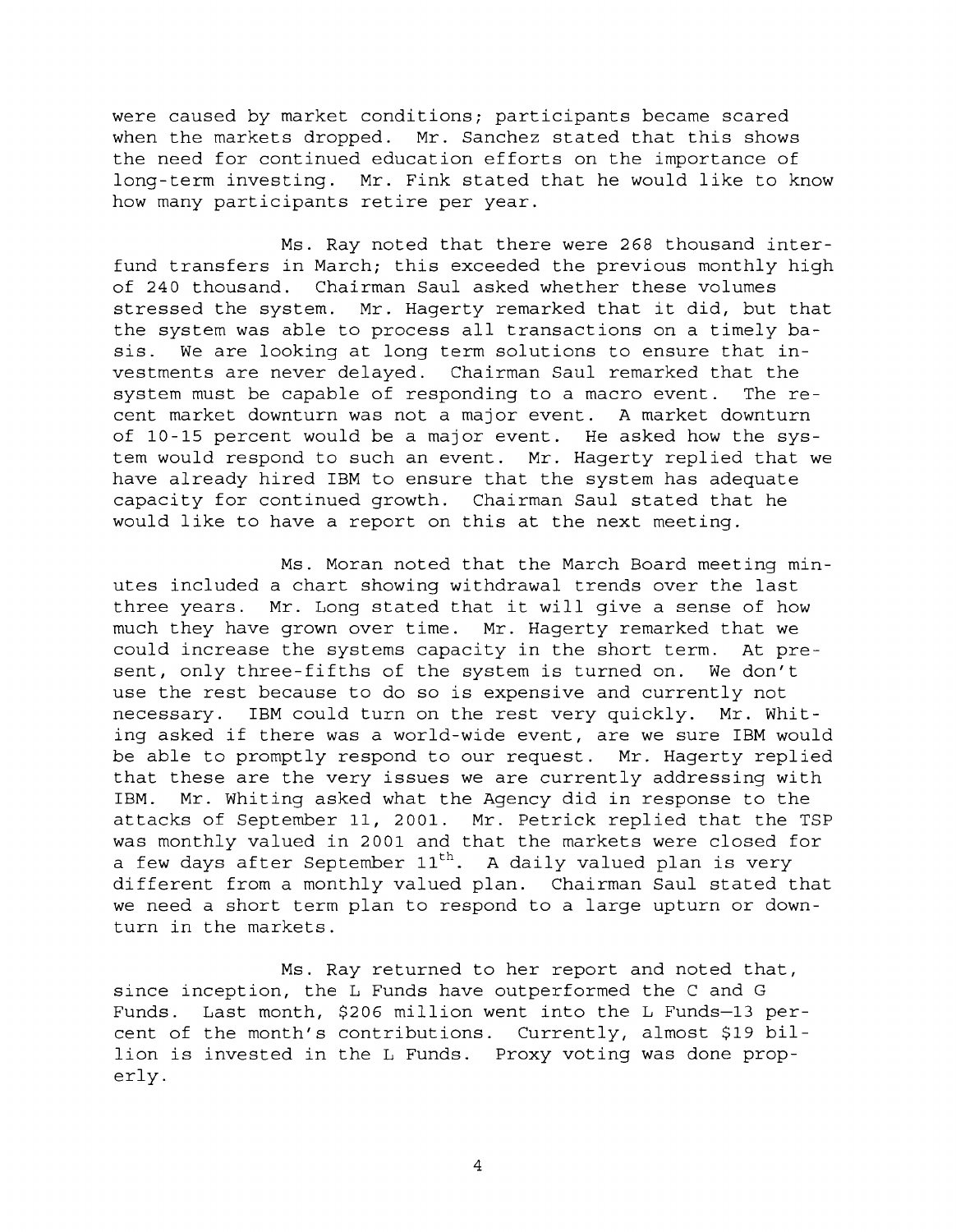were caused by market conditions; participants became scared when the markets dropped. Mr. Sanchez stated that this shows the need for continued education efforts on the importance of long-term investing. Mr. Fink stated that he would like to know how many participants retire per year.

Ms. Ray noted that there were 268 thousand interfund transfers in March; this exceeded the previous monthly high of 240 thousand. Chairman Saul asked whether these volumes stressed the system. Mr. Hagerty remarked that it did, but that the system was able to process all transactions on a timely basis. We are looking at long term solutions to ensure that investments are never delayed. Chairman Saul remarked that the system must be capable of responding to a macro event. The recent market downturn was not a major event. A market downturn of 10-15 percent would be a major event. He asked how the system would respond to such an event. Mr. Hagerty replied that we have already hired IBM to ensure that the system has adequate capacity for continued growth. Chairman Saul stated that he would like to have a report on this at the next meeting.

Ms. Moran noted that the March Board meeting minutes included a chart showing withdrawal trends over the last three years. Mr. Long stated that it will give a sense of how much they have grown over time. Mr. Hagerty remarked that we could increase the systems capacity in the short term. At present, only three-fifths of the system is turned on. We don't use the rest because to do so is expensive and currently not necessary. IBM could turn on the rest very quickly. Mr. Whiting asked if there was a world-wide event, are we sure IBM would be able to promptly respond to our request. Mr. Hagerty replied that these are the very issues we are currently addressing with IBM. Mr. Whiting asked what the Agency did in response to the attacks of September 11, 2001. Mr. Petrick replied that the TSP was monthly valued in 2001 and that the markets were closed for a few days after September 11th. A daily valued plan is very different from a monthly valued plan. Chairman Saul stated that we need a short term plan to respond to a large upturn or downturn in the markets.

Ms. Ray returned to her report and noted that, since inception, the L Funds have outperformed the C and G Funds. Last month, $206 million went into the L Funds—13 percent of the month's contributions. Currently, almost $19 billion is invested in the L Funds. Proxy voting was done properly.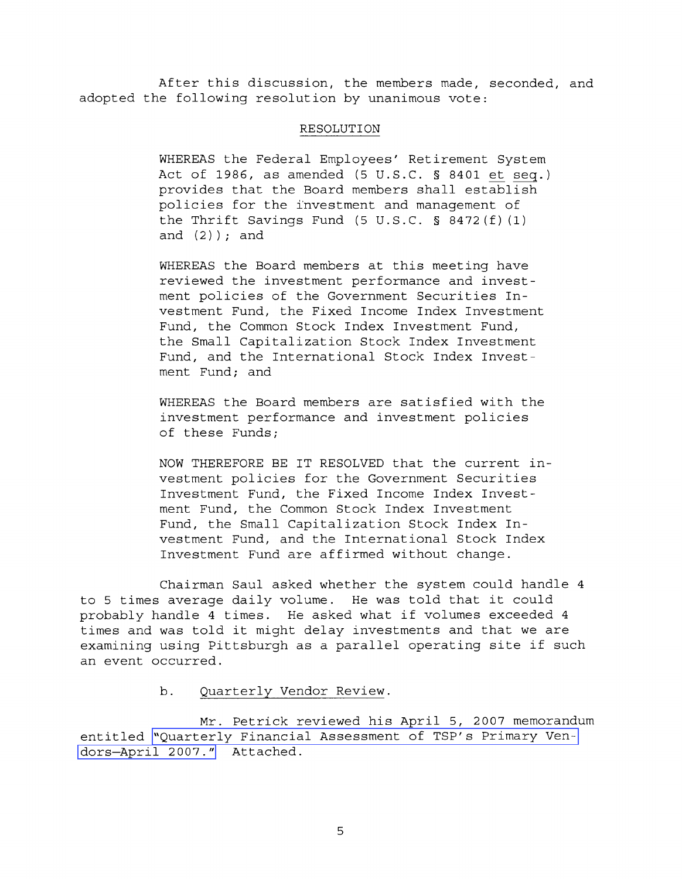After this discussion, the members made, seconded, and adopted the following resolution by unanimous vote:

RESOLUTION

> WHEREAS the Federal Employees' Retirement System Act of 1986, as amended (5 U.S.C. § 8401 *et seq*.) provides that the Board members shall establish policies for the investment and management of the Thrift Savings Fund (5 U.S.C. § 8472(f)(1) and (2)); and
>
> WHEREAS the Board members at this meeting have reviewed the investment performance and investment policies of the Government Securities Investment Fund, the Fixed Income Index Investment Fund, the Common Stock Index Investment Fund, the Small Capitalization Stock Index Investment Fund, and the International Stock Index Investment Fund; and
>
> WHEREAS the Board members are satisfied with the investment performance and investment policies of these Funds;
>
> NOW THEREFORE BE IT RESOLVED that the current investment policies for the Government Securities Investment Fund, the Fixed Income Index Investment Fund, the Common Stock Index Investment Fund, the Small Capitalization Stock Index Investment Fund, and the International Stock Index Investment Fund are affirmed without change.

Chairman Saul asked whether the system could handle 4 to 5 times average daily volume. He was told that it could probably handle 4 times. He asked what if volumes exceeded 4 times and was told it might delay investments and that we are examining using Pittsburgh as a parallel operating site if such an event occurred.

b. Quarterly Vendor Review.

Mr. Petrick reviewed his April 5, 2007 memorandum entitled "Quarterly Financial Assessment of TSP's Primary Vendors—April 2007." Attached.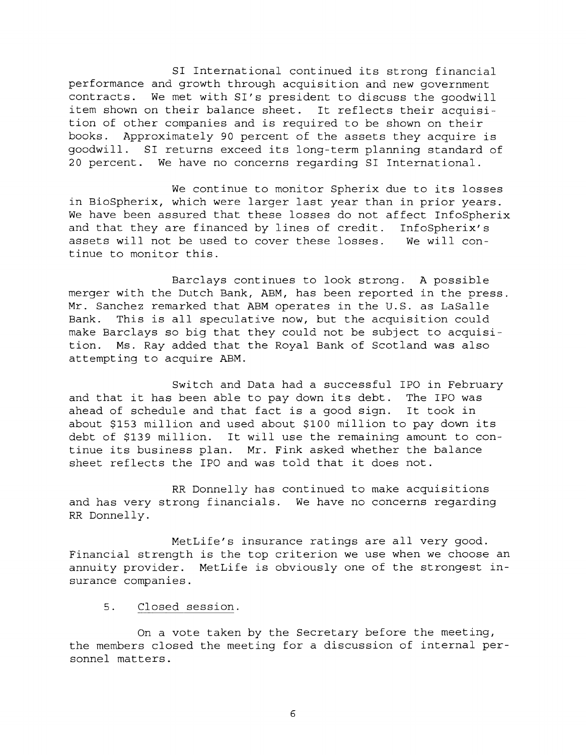SI International continued its strong financial performance and growth through acquisition and new government contracts. We met with SI's president to discuss the goodwill item shown on their balance sheet. It reflects their acquisition of other companies and is required to be shown on their books. Approximately 90 percent of the assets they acquire is goodwill. SI returns exceed its long-term planning standard of 20 percent. We have no concerns regarding SI International.

We continue to monitor Spherix due to its losses in BioSpherix, which were larger last year than in prior years. We have been assured that these losses do not affect InfoSpherix and that they are financed by lines of credit. InfoSpherix's assets will not be used to cover these losses. We will continue to monitor this.

Barclays continues to look strong. A possible merger with the Dutch Bank, ABM, has been reported in the press. Mr. Sanchez remarked that ABM operates in the U.S. as LaSalle Bank. This is all speculative now, but the acquisition could make Barclays so big that they could not be subject to acquisition. Ms. Ray added that the Royal Bank of Scotland was also attempting to acquire ABM.

Switch and Data had a successful IPO in February and that it has been able to pay down its debt. The IPO was ahead of schedule and that fact is a good sign. It took in about $153 million and used about $100 million to pay down its debt of $139 million. It will use the remaining amount to continue its business plan. Mr. Fink asked whether the balance sheet reflects the IPO and was told that it does not.

RR Donnelly has continued to make acquisitions and has very strong financials. We have no concerns regarding RR Donnelly.

MetLife's insurance ratings are all very good. Financial strength is the top criterion we use when we choose an annuity provider. MetLife is obviously one of the strongest insurance companies.

5. Closed session.

On a vote taken by the Secretary before the meeting, the members closed the meeting for a discussion of internal personnel matters.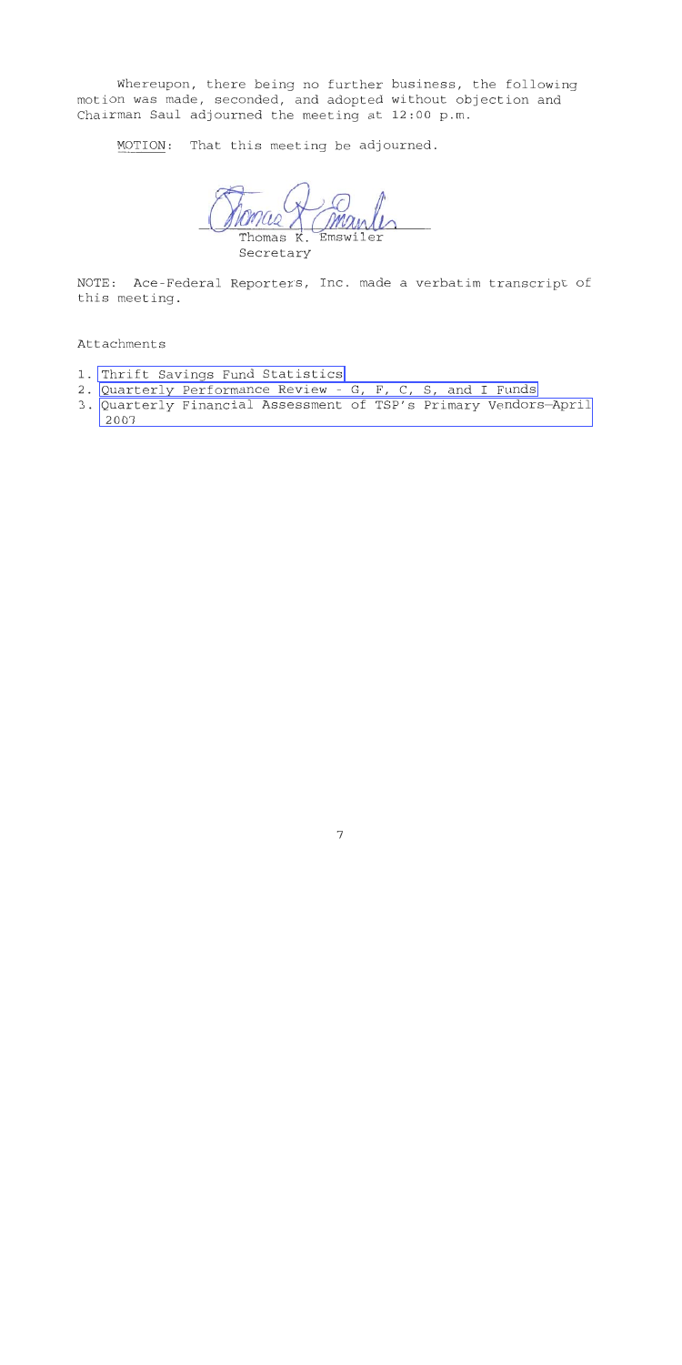Whereupon, there being no further business, the following motion was made, seconded, and adopted without objection and Chairman Saul adjourned the meeting at 12:00 p.m.

MOTION: That this meeting be adjourned.

Thomas K. Emswiler
Secretary

NOTE: Ace-Federal Reporters, Inc. made a verbatim transcript of this meeting.

Attachments

1. Thrift Savings Fund Statistics
2. Quarterly Performance Review - G, F, C, S, and I Funds
3. Quarterly Financial Assessment of TSP's Primary Vendors—April 2007